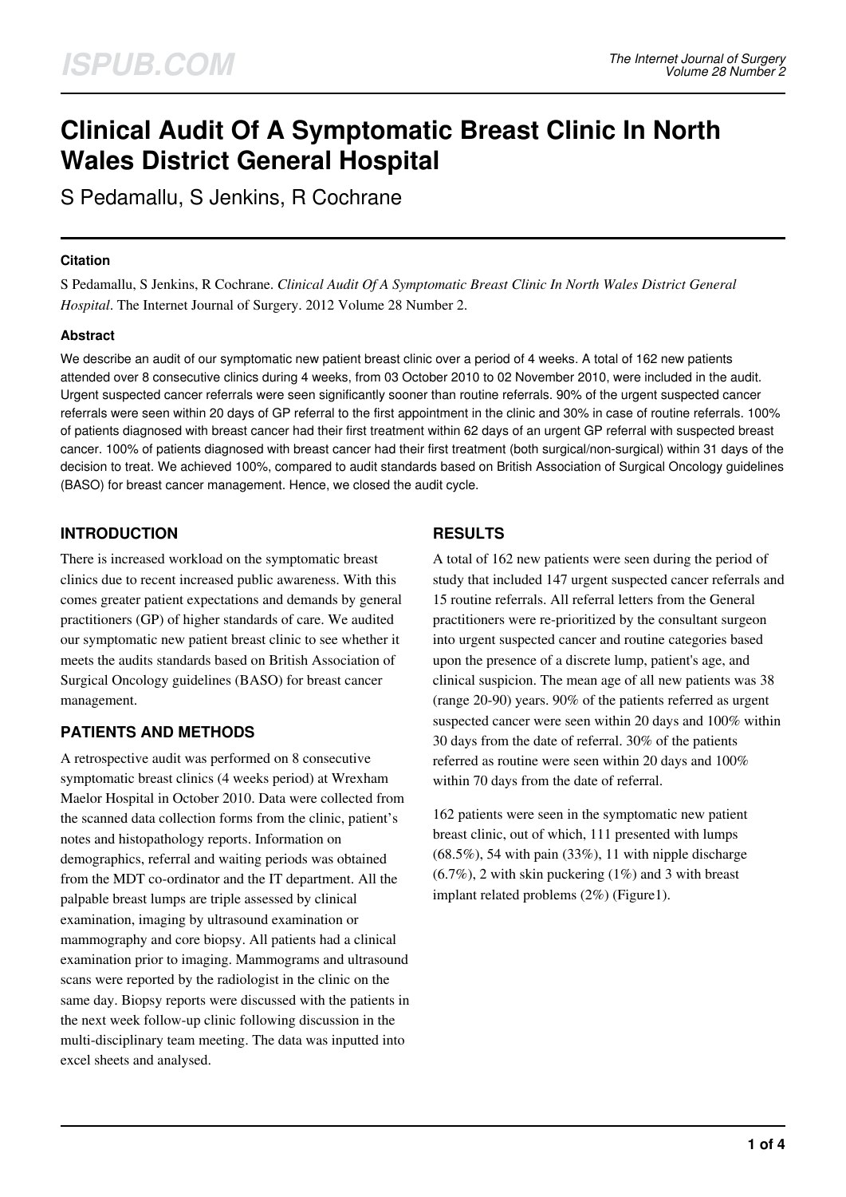# Clinical Audit Of A Symptomatic Breast Clinic In North Wales District General Hospital

S Pedamallu, S Jenkins, R Cochrane

### Citation

S Pedamallu, S Jenkins, R Cochrane. *Clinical Audit Of A Symptomatic Breast Clinic In North Wales District General Hospital*. The Internet Journal of Surgery. 2012 Volume 28 Number 2.

### Abstract

We describe an audit of our symptomatic new patient breast clinic over a period of 4 weeks. A total of 162 new patients attended over 8 consecutive clinics during 4 weeks, from 03 October 2010 to 02 November 2010, were included in the audit. Urgent suspected cancer referrals were seen significantly sooner than routine referrals. 90% of the urgent suspected cancer referrals were seen within 20 days of GP referral to the first appointment in the clinic and 30% in case of routine referrals. 100% of patients diagnosed with breast cancer had their first treatment within 62 days of an urgent GP referral with suspected breast cancer. 100% of patients diagnosed with breast cancer had their first treatment (both surgical/non-surgical) within 31 days of the decision to treat. We achieved 100%, compared to audit standards based on British Association of Surgical Oncology guidelines (BASO) for breast cancer management. Hence, we closed the audit cycle.

## INTRODUCTION

There is increased workload on the symptomatic breast clinics due to recent increased public awareness. With this comes greater patient expectations and demands by general practitioners (GP) of higher standards of care. We audited our symptomatic new patient breast clinic to see whether it meets the audits standards based on British Association of Surgical Oncology guidelines (BASO) for breast cancer management.

## PATIENTS AND METHODS

A retrospective audit was performed on 8 consecutive symptomatic breast clinics (4 weeks period) at Wrexham Maelor Hospital in October 2010. Data were collected from the scanned data collection forms from the clinic, patient's notes and histopathology reports. Information on demographics, referral and waiting periods was obtained from the MDT co-ordinator and the IT department. All the palpable breast lumps are triple assessed by clinical examination, imaging by ultrasound examination or mammography and core biopsy. All patients had a clinical examination prior to imaging. Mammograms and ultrasound scans were reported by the radiologist in the clinic on the same day. Biopsy reports were discussed with the patients in the next week follow-up clinic following discussion in the multi-disciplinary team meeting. The data was inputted into excel sheets and analysed.

## RESULTS

A total of 162 new patients were seen during the period of study that included 147 urgent suspected cancer referrals and 15 routine referrals. All referral letters from the General practitioners were re-prioritized by the consultant surgeon into urgent suspected cancer and routine categories based upon the presence of a discrete lump, patient's age, and clinical suspicion. The mean age of all new patients was 38 (range 20-90) years. 90% of the patients referred as urgent suspected cancer were seen within 20 days and 100% within 30 days from the date of referral. 30% of the patients referred as routine were seen within 20 days and 100% within 70 days from the date of referral.

162 patients were seen in the symptomatic new patient breast clinic, out of which, 111 presented with lumps (68.5%), 54 with pain (33%), 11 with nipple discharge (6.7%), 2 with skin puckering (1%) and 3 with breast implant related problems (2%) (Figure1).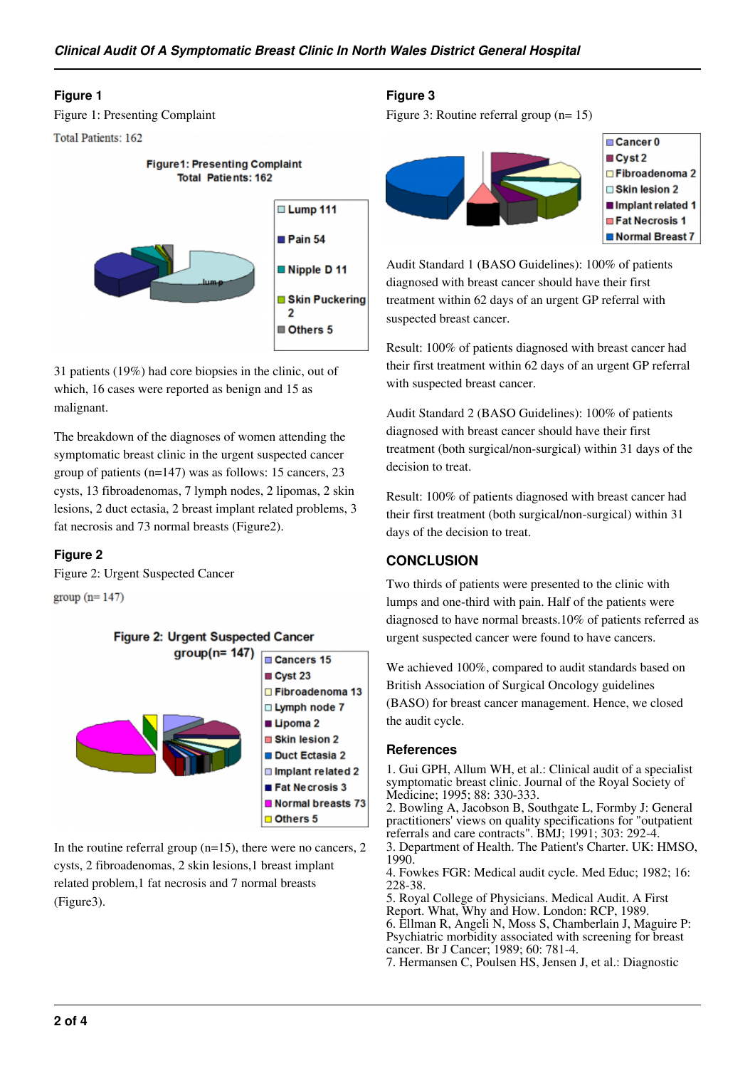### Figure 1

Figure 1: Presenting Complaint

Total Patients: 162

31 patients (19%) had core biopsies in the clinic, out of which, 16 cases were reported as benign and 15 as malignant.

The breakdown of the diagnoses of women attending the symptomatic breast clinic in the urgent suspected cancer group of patients (n=147) was as follows: 15 cancers, 23 cysts, 13 fibroadenomas, 7 lymph nodes, 2 lipomas, 2 skin lesions, 2 duct ectasia, 2 breast implant related problems, 3 fat necrosis and 73 normal breasts (Figure2).

### Figure 2

Figure 2: Urgent Suspected Cancer

group (n= 147)

In the routine referral group (n=15), there were no cancers, 2 cysts, 2 fibroadenomas, 2 skin lesions,1 breast implant related problem,1 fat necrosis and 7 normal breasts (Figure3).

### Figure 3

Figure 3: Routine referral group (n= 15)

Audit Standard 1 (BASO Guidelines): 100% of patients diagnosed with breast cancer should have their first treatment within 62 days of an urgent GP referral with suspected breast cancer.

Result: 100% of patients diagnosed with breast cancer had their first treatment within 62 days of an urgent GP referral with suspected breast cancer.

Audit Standard 2 (BASO Guidelines): 100% of patients diagnosed with breast cancer should have their first treatment (both surgical/non-surgical) within 31 days of the decision to treat.

Result: 100% of patients diagnosed with breast cancer had their first treatment (both surgical/non-surgical) within 31 days of the decision to treat.

## CONCLUSION

Two thirds of patients were presented to the clinic with lumps and one-third with pain. Half of the patients were diagnosed to have normal breasts.10% of patients referred as urgent suspected cancer were found to have cancers.

We achieved 100%, compared to audit standards based on British Association of Surgical Oncology guidelines (BASO) for breast cancer management. Hence, we closed the audit cycle.

## References

1. Gui GPH, Allum WH, et al.: Clinical audit of a specialist symptomatic breast clinic. Journal of the Royal Society of Medicine; 1995; 88: 330-333.
2. Bowling A, Jacobson B, Southgate L, Formby J: General practitioners' views on quality specifications for "outpatient referrals and care contracts". BMJ; 1991; 303: 292-4.
3. Department of Health. The Patient's Charter. UK: HMSO, 1990.
4. Fowkes FGR: Medical audit cycle. Med Educ; 1982; 16: 228-38.
5. Royal College of Physicians. Medical Audit. A First Report. What, Why and How. London: RCP, 1989.
6. Ellman R, Angeli N, Moss S, Chamberlain J, Maguire P: Psychiatric morbidity associated with screening for breast cancer. Br J Cancer; 1989; 60: 781-4.
7. Hermansen C, Poulsen HS, Jensen J, et al.: Diagnostic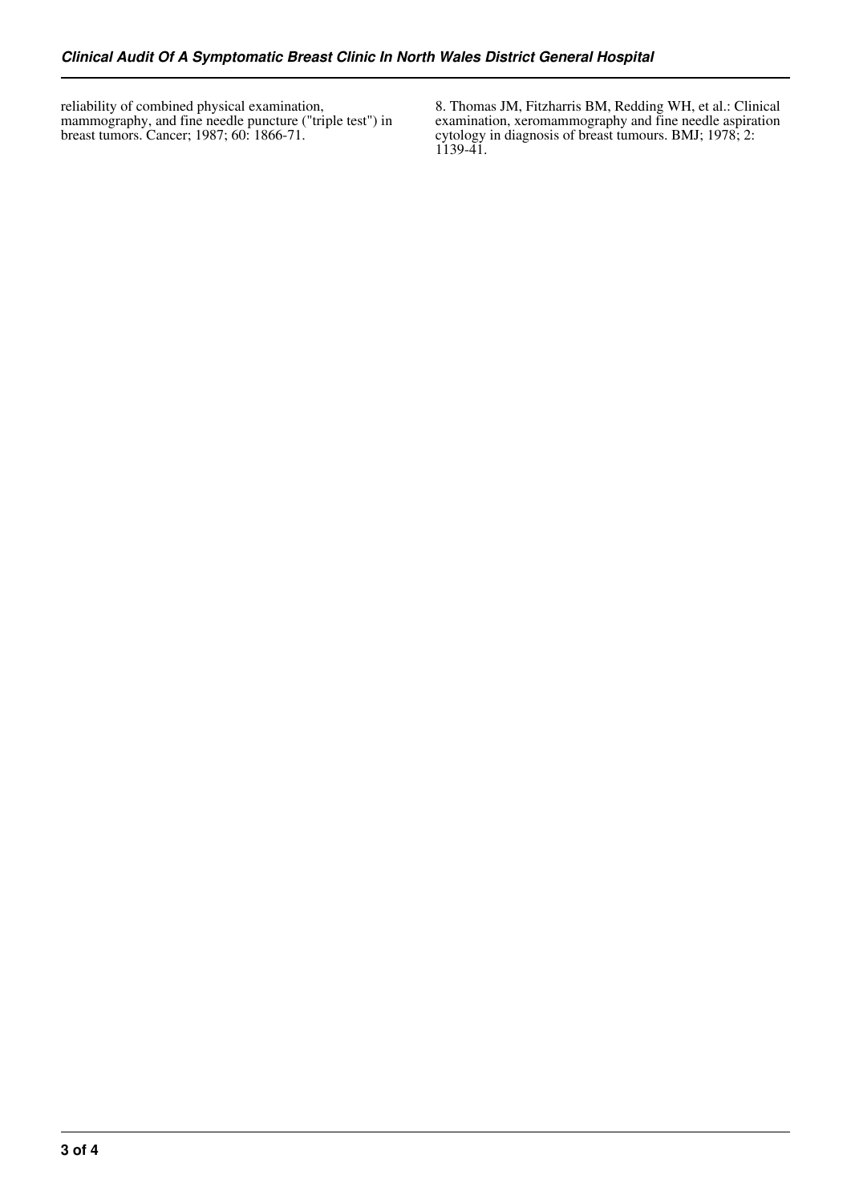reliability of combined physical examination, mammography, and fine needle puncture ("triple test") in breast tumors. Cancer; 1987; 60: 1866-71.

8. Thomas JM, Fitzharris BM, Redding WH, et al.: Clinical examination, xeromammography and fine needle aspiration cytology in diagnosis of breast tumours. BMJ; 1978; 2: 1139-41.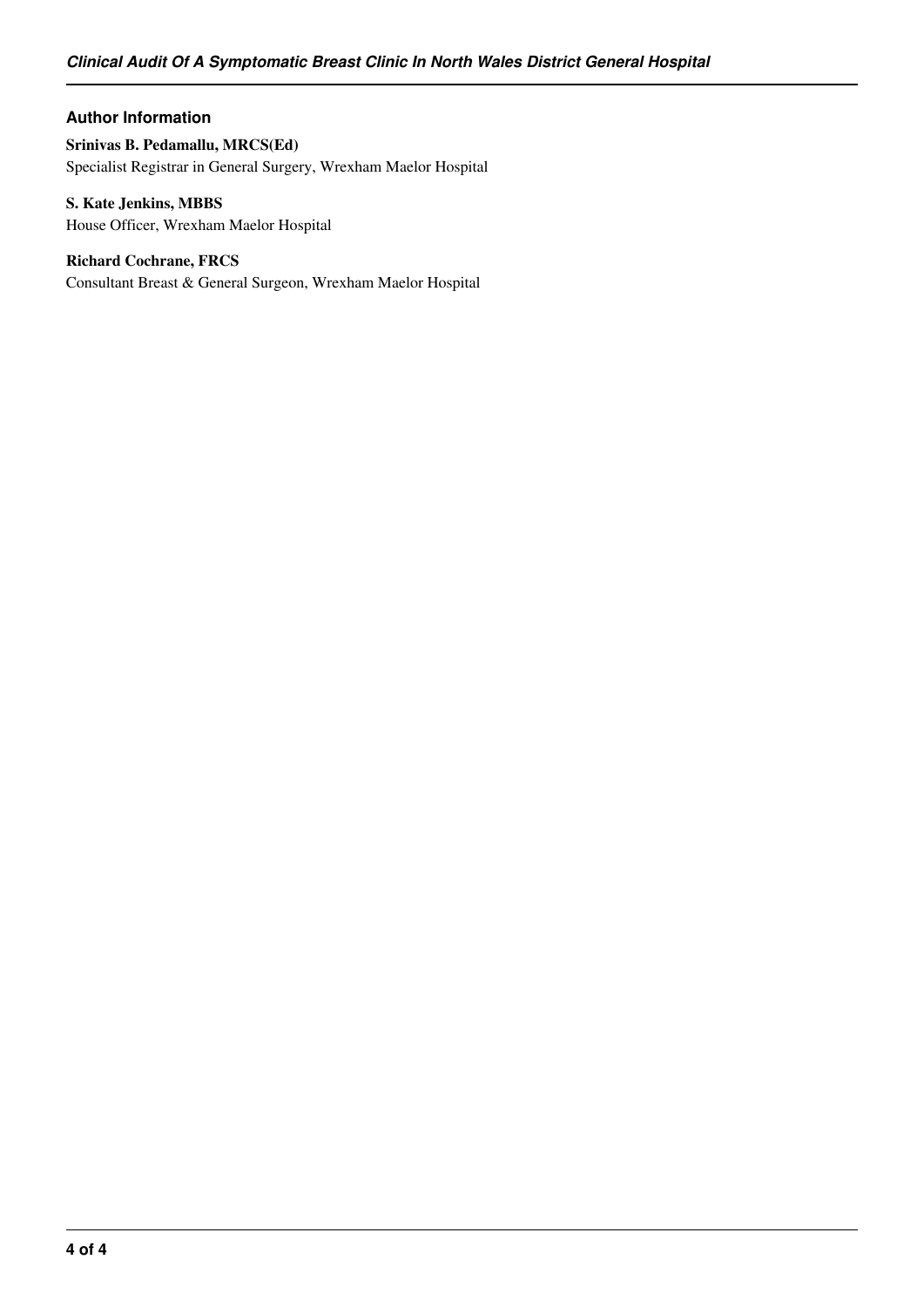## Author Information

**Srinivas B. Pedamallu, MRCS(Ed)**
Specialist Registrar in General Surgery, Wrexham Maelor Hospital

**S. Kate Jenkins, MBBS**
House Officer, Wrexham Maelor Hospital

**Richard Cochrane, FRCS**
Consultant Breast & General Surgeon, Wrexham Maelor Hospital